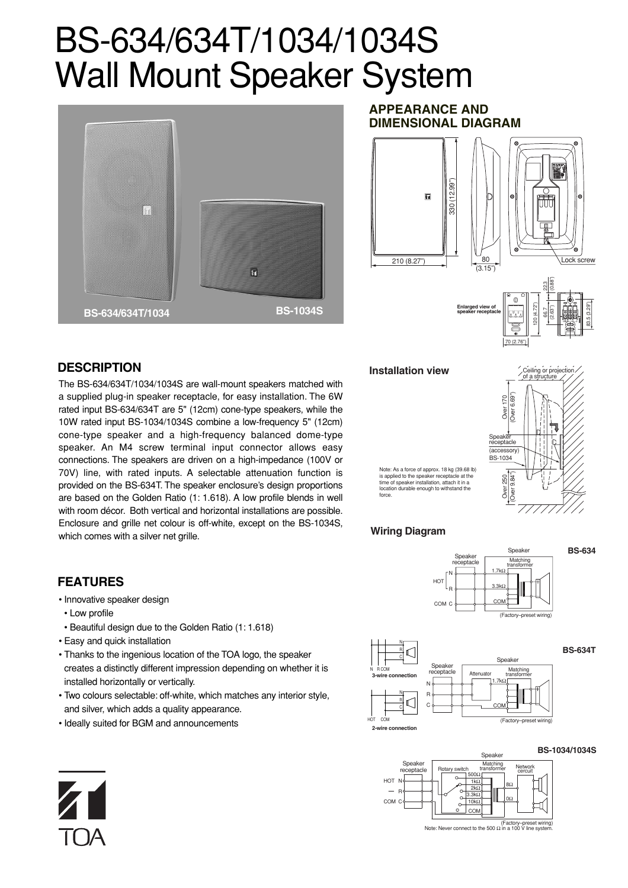# BS-634/634T/1034/1034S Wall Mount Speaker System

BS-634/634T/1034

BS-1034S

## APPEARANCE AND DIMENSIONAL DIAGRAM

330 (12.99")

210 (8.27")

80 (3.15")

Lock screw

Enlarged view of speaker receptacle

22.3 (0.88")

120 (4.72")

66.7 (2.63")

83.5 (3.29")

70 (2.76")

## DESCRIPTION

The BS-634/634T/1034/1034S are wall-mount speakers matched with a supplied plug-in speaker receptacle, for easy installation. The 6W rated input BS-634/634T are 5" (12cm) cone-type speakers, while the 10W rated input BS-1034/1034S combine a low-frequency 5" (12cm) cone-type speaker and a high-frequency balanced dome-type speaker. An M4 screw terminal input connector allows easy connections. The speakers are driven on a high-impedance (100V or 70V) line, with rated inputs. A selectable attenuation function is provided on the BS-634T. The speaker enclosure's design proportions are based on the Golden Ratio (1: 1.618). A low profile blends in well with room décor. Both vertical and horizontal installations are possible. Enclosure and grille net colour is off-white, except on the BS-1034S, which comes with a silver net grille.

## FEATURES

- Innovative speaker design
  - Low profile
  - Beautiful design due to the Golden Ratio (1: 1.618)
- Easy and quick installation
- Thanks to the ingenious location of the TOA logo, the speaker creates a distinctly different impression depending on whether it is installed horizontally or vertically.
- Two colours selectable: off-white, which matches any interior style, and silver, which adds a quality appearance.
- Ideally suited for BGM and announcements

### Installation view

Ceiling or projection of a structure

Over 170 (Over 6.69")

Speaker receptacle (accessory)

BS-1034

Over 250 (Over 9.84")

Note: As a force of approx. 18 kg (39.68 lb) is applied to the speaker receptacle at the time of speaker installation, attach it in a location durable enough to withstand the force.

### Wiring Diagram

**BS-634**

Speaker receptacle — Speaker — Matching transformer

HOT N, R — 1.7kΩ, 3.3kΩ

COM C — COM

(Factory–preset wiring)

**BS-634T**

3-wire connection (N, R, COM)

2-wire connection (HOT, COM)

Speaker receptacle — Speaker — Attenuator — Matching transformer — 1.7kΩ — COM

N, R, C

(Factory–preset wiring)

**BS-1034/1034S**

Speaker receptacle — Speaker — Rotary switch — Matching transformer — Network cercuit

HOT N, — R, COM C

500Ω, 1kΩ, 2kΩ, 3.3kΩ, 10kΩ, COM

8Ω, 0Ω

(Factory–preset wiring)

Note: Never connect to the 500 Ω in a 100 V line system.

TOA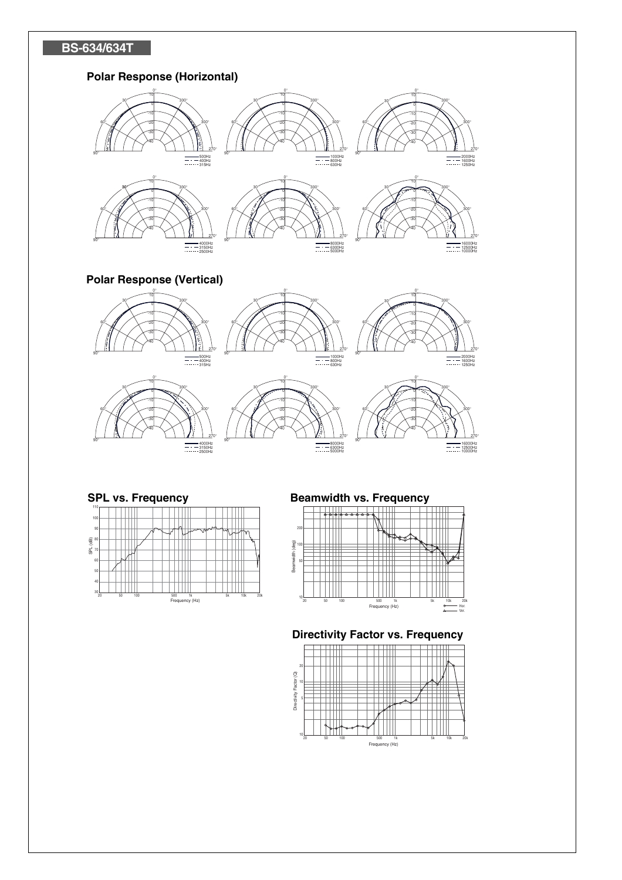## BS-634/634T

### Polar Response (Horizontal)

500Hz
400Hz
315Hz

1000Hz
800Hz
630Hz

2000Hz
1600Hz
1250Hz

4000Hz
3150Hz
2500Hz

8000Hz
6300Hz
5000Hz

16000Hz
12500Hz
10000Hz

### Polar Response (Vertical)

500Hz
400Hz
315Hz

1000Hz
800Hz
630Hz

2000Hz
1600Hz
1250Hz

4000Hz
3150Hz
2500Hz

8000Hz
6300Hz
5000Hz

16000Hz
12500Hz
10000Hz

### SPL vs. Frequency

SPL (dB)

Frequency (Hz)

### Beamwidth vs. Frequency

Beamwidth (deg)

Frequency (Hz)

Hor.
Ver.

### Directivity Factor vs. Frequency

Directivity Factor (Q)

Frequency (Hz)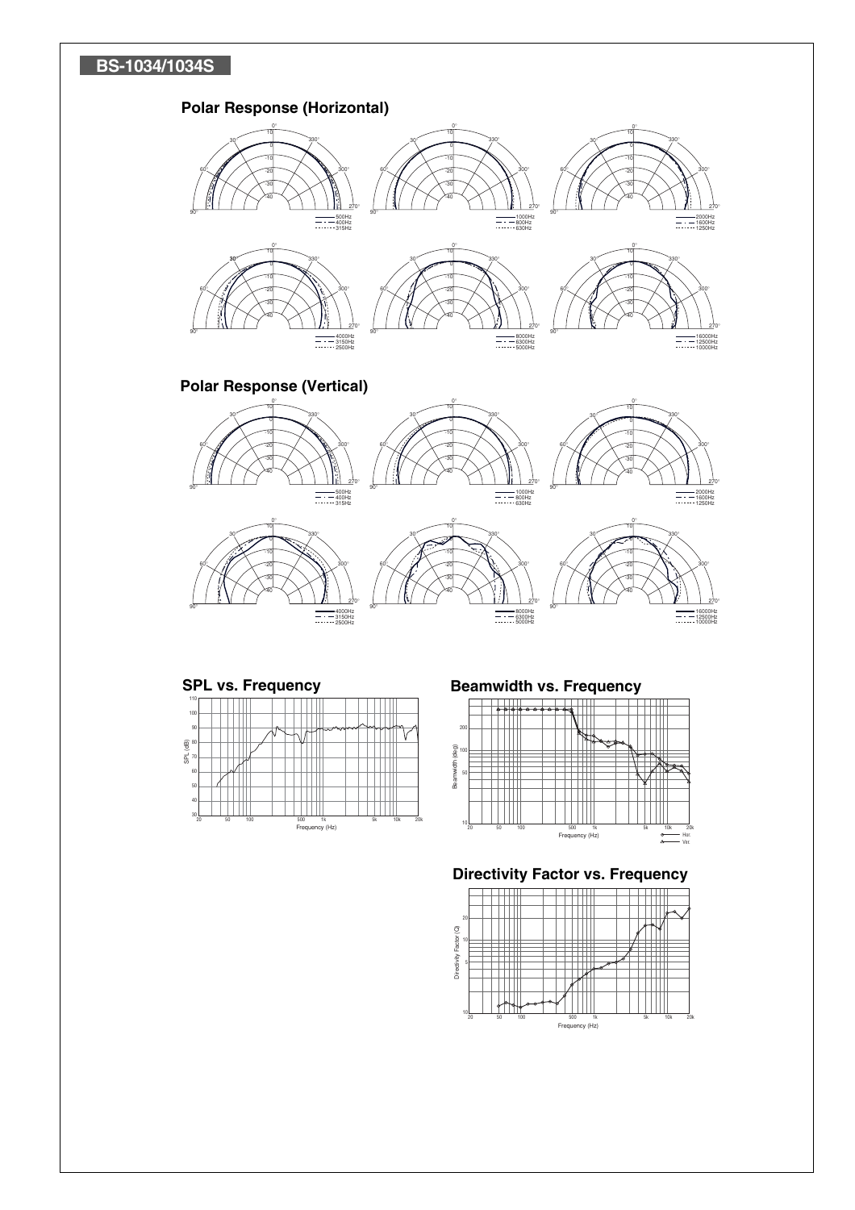## BS-1034/1034S

### Polar Response (Horizontal)

500Hz
400Hz
315Hz

1000Hz
800Hz
630Hz

2000Hz
1600Hz
1250Hz

4000Hz
3150Hz
2500Hz

8000Hz
6300Hz
5000Hz

16000Hz
12500Hz
10000Hz

### Polar Response (Vertical)

500Hz
400Hz
315Hz

1000Hz
800Hz
630Hz

2000Hz
1600Hz
1250Hz

4000Hz
3150Hz
2500Hz

8000Hz
6300Hz
5000Hz

16000Hz
12500Hz
10000Hz

### SPL vs. Frequency

### Beamwidth vs. Frequency

### Directivity Factor vs. Frequency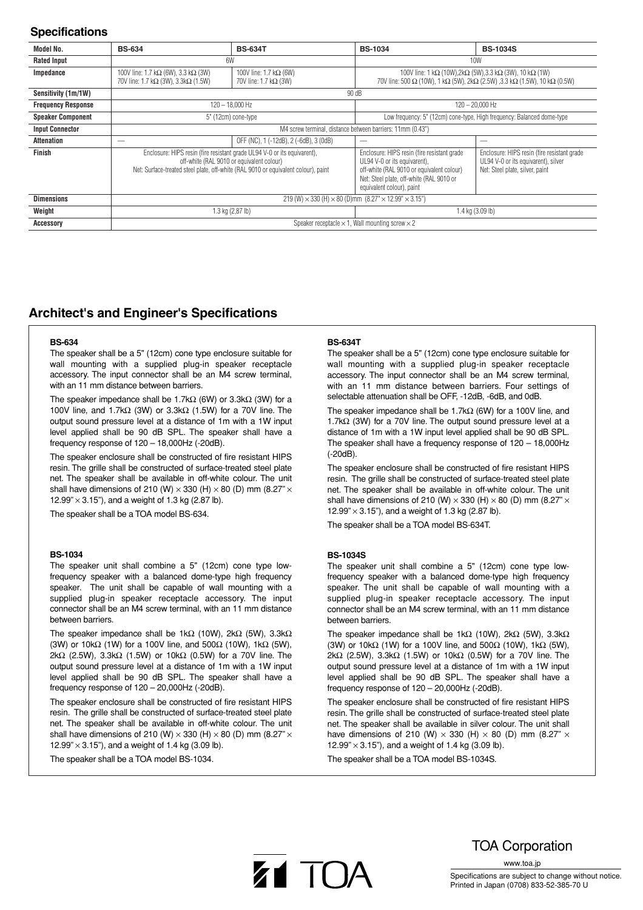## Specifications

| Model No. | BS-634 | BS-634T | BS-1034 | BS-1034S |
|---|---|---|---|---|
| Rated Input | 6W | | 10W | |
| Impedance | 100V line: 1.7 kΩ (6W), 3.3 kΩ (3W)<br>70V line: 1.7 kΩ (3W), 3.3kΩ (1.5W) | 100V line: 1.7 kΩ (6W)<br>70V line: 1.7 kΩ (3W) | 100V line: 1 kΩ (10W),2kΩ (5W),3.3 kΩ (3W), 10 kΩ (1W)<br>70V line: 500 Ω (10W), 1 kΩ (5W), 2kΩ (2.5W) ,3.3 kΩ (1.5W), 10 kΩ (0.5W) | |
| Sensitivity (1m/1W) | 90 dB | | | |
| Frequency Response | 120 – 18,000 Hz | | 120 – 20,000 Hz | |
| Speaker Component | 5" (12cm) cone-type | | Low frequency: 5" (12cm) cone-type, High frequency: Balanced dome-type | |
| Input Connector | M4 screw terminal, distance between barriers: 11mm (0.43") | | | |
| Attenation | — | OFF (NC), 1 (-12dB), 2 (-6dB), 3 (0dB) | — | — |
| Finish | Enclosure: HIPS resin (fire resistant grade UL94 V-0 or its equivarent), off-white (RAL 9010 or equivalent colour)<br>Net: Surface-treated steel plate, off-white (RAL 9010 or equivalent colour), paint | | Enclosure: HIPS resin (fire resistant grade UL94 V-0 or its equivarent), off-white (RAL 9010 or equivalent colour)<br>Net: Steel plate, off-white (RAL 9010 or equivalent colour), paint | Enclosure: HIPS resin (fire resistant grade UL94 V-0 or its equivarent), silver<br>Net: Steel plate, silver, paint |
| Dimensions | 219 (W) × 330 (H) × 80 (D)mm (8.27" × 12.99" × 3.15") | | | |
| Weight | 1.3 kg (2.87 lb) | | 1.4 kg (3.09 lb) | |
| Accessory | Speaker receptacle × 1, Wall mounting screw × 2 | | | |

## Architect's and Engineer's Specifications

**BS-634**

The speaker shall be a 5" (12cm) cone type enclosure suitable for wall mounting with a supplied plug-in speaker receptacle accessory. The input connector shall be an M4 screw terminal, with an 11 mm distance between barriers.

The speaker impedance shall be 1.7kΩ (6W) or 3.3kΩ (3W) for a 100V line, and 1.7kΩ (3W) or 3.3kΩ (1.5W) for a 70V line. The output sound pressure level at a distance of 1m with a 1W input level applied shall be 90 dB SPL. The speaker shall have a frequency response of 120 – 18,000Hz (-20dB).

The speaker enclosure shall be constructed of fire resistant HIPS resin. The grille shall be constructed of surface-treated steel plate net. The speaker shall be available in off-white colour. The unit shall have dimensions of 210 (W) × 330 (H) × 80 (D) mm (8.27" × 12.99" × 3.15"), and a weight of 1.3 kg (2.87 lb).

The speaker shall be a TOA model BS-634.

**BS-634T**

The speaker shall be a 5" (12cm) cone type enclosure suitable for wall mounting with a supplied plug-in speaker receptacle accessory. The input connector shall be an M4 screw terminal, with an 11 mm distance between barriers. Four settings of selectable attenuation shall be OFF, -12dB, -6dB, and 0dB.

The speaker impedance shall be 1.7kΩ (6W) for a 100V line, and 1.7kΩ (3W) for a 70V line. The output sound pressure level at a distance of 1m with a 1W input level applied shall be 90 dB SPL. The speaker shall have a frequency response of 120 – 18,000Hz (-20dB).

The speaker enclosure shall be constructed of fire resistant HIPS resin. The grille shall be constructed of surface-treated steel plate net. The speaker shall be available in off-white colour. The unit shall have dimensions of 210 (W) × 330 (H) × 80 (D) mm (8.27" × 12.99" × 3.15"), and a weight of 1.3 kg (2.87 lb).

The speaker shall be a TOA model BS-634T.

**BS-1034**

The speaker unit shall combine a 5" (12cm) cone type low-frequency speaker with a balanced dome-type high frequency speaker. The unit shall be capable of wall mounting with a supplied plug-in speaker receptacle accessory. The input connector shall be an M4 screw terminal, with an 11 mm distance between barriers.

The speaker impedance shall be 1kΩ (10W), 2kΩ (5W), 3.3kΩ (3W) or 10kΩ (1W) for a 100V line, and 500Ω (10W), 1kΩ (5W), 2kΩ (2.5W), 3.3kΩ (1.5W) or 10kΩ (0.5W) for a 70V line. The output sound pressure level at a distance of 1m with a 1W input level applied shall be 90 dB SPL. The speaker shall have a frequency response of 120 – 20,000Hz (-20dB).

The speaker enclosure shall be constructed of fire resistant HIPS resin. The grille shall be constructed of surface-treated steel plate net. The speaker shall be available in off-white colour. The unit shall have dimensions of 210 (W) × 330 (H) × 80 (D) mm (8.27" × 12.99" × 3.15"), and a weight of 1.4 kg (3.09 lb).

The speaker shall be a TOA model BS-1034.

**BS-1034S**

The speaker unit shall combine a 5" (12cm) cone type low-frequency speaker with a balanced dome-type high frequency speaker. The unit shall be capable of wall mounting with a supplied plug-in speaker receptacle accessory. The input connector shall be an M4 screw terminal, with an 11 mm distance between barriers.

The speaker impedance shall be 1kΩ (10W), 2kΩ (5W), 3.3kΩ (3W) or 10kΩ (1W) for a 100V line, and 500Ω (10W), 1kΩ (5W), 2kΩ (2.5W), 3.3kΩ (1.5W) or 10kΩ (0.5W) for a 70V line. The output sound pressure level at a distance of 1m with a 1W input level applied shall be 90 dB SPL. The speaker shall have a frequency response of 120 – 20,000Hz (-20dB).

The speaker enclosure shall be constructed of fire resistant HIPS resin. The grille shall be constructed of surface-treated steel plate net. The speaker shall be available in silver colour. The unit shall have dimensions of 210 (W) × 330 (H) × 80 (D) mm (8.27" × 12.99" × 3.15"), and a weight of 1.4 kg (3.09 lb).

The speaker shall be a TOA model BS-1034S.

TOA

TOA Corporation

www.toa.jp

Specifications are subject to change without notice.
Printed in Japan (0708) 833-52-385-70 U